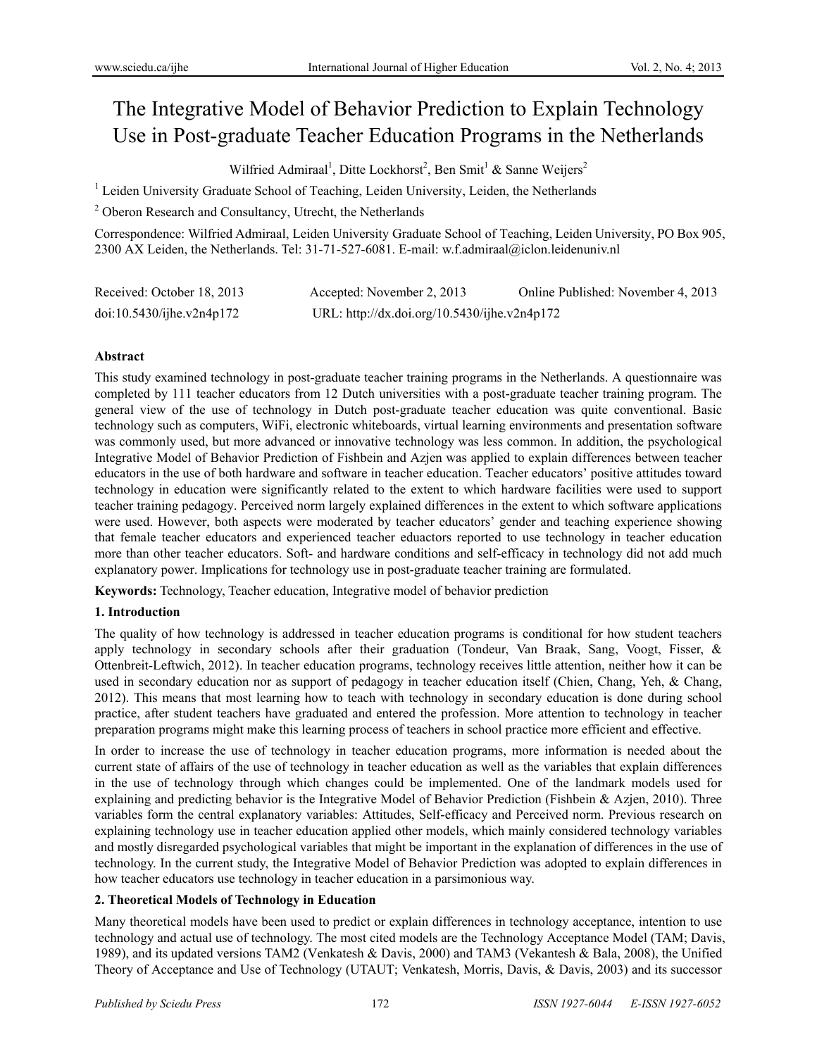# The Integrative Model of Behavior Prediction to Explain Technology Use in Post-graduate Teacher Education Programs in the Netherlands

Wilfried Admiraal[1], Ditte Lockhorst[2], Ben Smit[1] & Sanne Weijers[2]

[1] Leiden University Graduate School of Teaching, Leiden University, Leiden, the Netherlands

[2] Oberon Research and Consultancy, Utrecht, the Netherlands

Correspondence: Wilfried Admiraal, Leiden University Graduate School of Teaching, Leiden University, PO Box 905, 2300 AX Leiden, the Netherlands. Tel: 31-71-527-6081. E-mail: w.f.admiraal@iclon.leidenuniv.nl

Received: October 18, 2013 Accepted: November 2, 2013 Online Published: November 4, 2013

doi:10.5430/ijhe.v2n4p172 URL: http://dx.doi.org/10.5430/ijhe.v2n4p172

## Abstract

This study examined technology in post-graduate teacher training programs in the Netherlands. A questionnaire was completed by 111 teacher educators from 12 Dutch universities with a post-graduate teacher training program. The general view of the use of technology in Dutch post-graduate teacher education was quite conventional. Basic technology such as computers, WiFi, electronic whiteboards, virtual learning environments and presentation software was commonly used, but more advanced or innovative technology was less common. In addition, the psychological Integrative Model of Behavior Prediction of Fishbein and Azjen was applied to explain differences between teacher educators in the use of both hardware and software in teacher education. Teacher educators' positive attitudes toward technology in education were significantly related to the extent to which hardware facilities were used to support teacher training pedagogy. Perceived norm largely explained differences in the extent to which software applications were used. However, both aspects were moderated by teacher educators' gender and teaching experience showing that female teacher educators and experienced teacher eduactors reported to use technology in teacher education more than other teacher educators. Soft- and hardware conditions and self-efficacy in technology did not add much explanatory power. Implications for technology use in post-graduate teacher training are formulated.

**Keywords:** Technology, Teacher education, Integrative model of behavior prediction

## 1. Introduction

The quality of how technology is addressed in teacher education programs is conditional for how student teachers apply technology in secondary schools after their graduation (Tondeur, Van Braak, Sang, Voogt, Fisser, & Ottenbreit-Leftwich, 2012). In teacher education programs, technology receives little attention, neither how it can be used in secondary education nor as support of pedagogy in teacher education itself (Chien, Chang, Yeh, & Chang, 2012). This means that most learning how to teach with technology in secondary education is done during school practice, after student teachers have graduated and entered the profession. More attention to technology in teacher preparation programs might make this learning process of teachers in school practice more efficient and effective.

In order to increase the use of technology in teacher education programs, more information is needed about the current state of affairs of the use of technology in teacher education as well as the variables that explain differences in the use of technology through which changes could be implemented. One of the landmark models used for explaining and predicting behavior is the Integrative Model of Behavior Prediction (Fishbein & Azjen, 2010). Three variables form the central explanatory variables: Attitudes, Self-efficacy and Perceived norm. Previous research on explaining technology use in teacher education applied other models, which mainly considered technology variables and mostly disregarded psychological variables that might be important in the explanation of differences in the use of technology. In the current study, the Integrative Model of Behavior Prediction was adopted to explain differences in how teacher educators use technology in teacher education in a parsimonious way.

## 2. Theoretical Models of Technology in Education

Many theoretical models have been used to predict or explain differences in technology acceptance, intention to use technology and actual use of technology. The most cited models are the Technology Acceptance Model (TAM; Davis, 1989), and its updated versions TAM2 (Venkatesh & Davis, 2000) and TAM3 (Vekantesh & Bala, 2008), the Unified Theory of Acceptance and Use of Technology (UTAUT; Venkatesh, Morris, Davis, & Davis, 2003) and its successor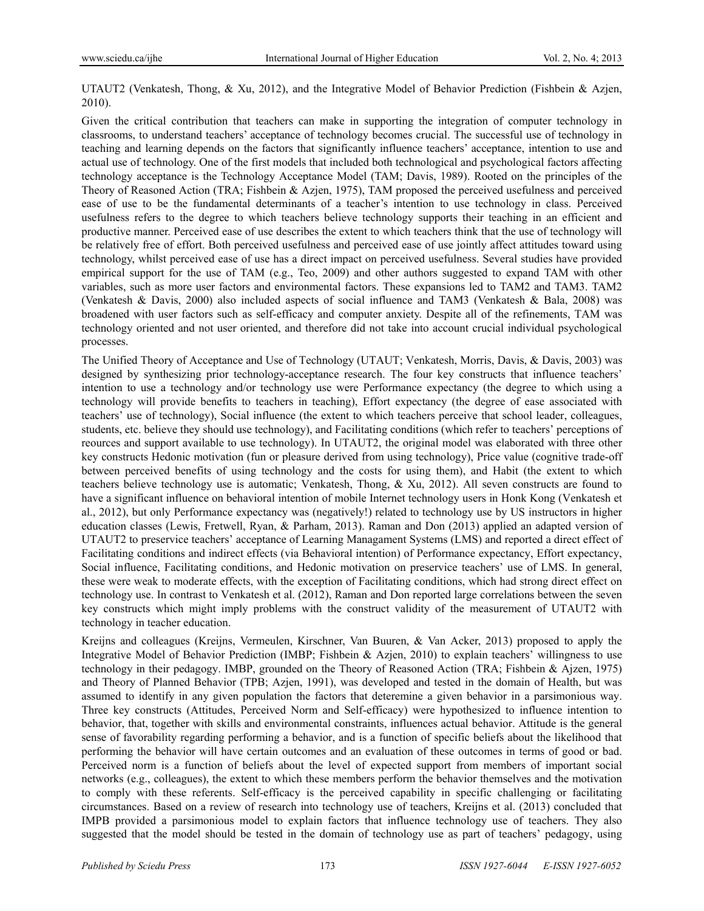UTAUT2 (Venkatesh, Thong, & Xu, 2012), and the Integrative Model of Behavior Prediction (Fishbein & Azjen, 2010).

Given the critical contribution that teachers can make in supporting the integration of computer technology in classrooms, to understand teachers' acceptance of technology becomes crucial. The successful use of technology in teaching and learning depends on the factors that significantly influence teachers' acceptance, intention to use and actual use of technology. One of the first models that included both technological and psychological factors affecting technology acceptance is the Technology Acceptance Model (TAM; Davis, 1989). Rooted on the principles of the Theory of Reasoned Action (TRA; Fishbein & Azjen, 1975), TAM proposed the perceived usefulness and perceived ease of use to be the fundamental determinants of a teacher's intention to use technology in class. Perceived usefulness refers to the degree to which teachers believe technology supports their teaching in an efficient and productive manner. Perceived ease of use describes the extent to which teachers think that the use of technology will be relatively free of effort. Both perceived usefulness and perceived ease of use jointly affect attitudes toward using technology, whilst perceived ease of use has a direct impact on perceived usefulness. Several studies have provided empirical support for the use of TAM (e.g., Teo, 2009) and other authors suggested to expand TAM with other variables, such as more user factors and environmental factors. These expansions led to TAM2 and TAM3. TAM2 (Venkatesh & Davis, 2000) also included aspects of social influence and TAM3 (Venkatesh & Bala, 2008) was broadened with user factors such as self-efficacy and computer anxiety. Despite all of the refinements, TAM was technology oriented and not user oriented, and therefore did not take into account crucial individual psychological processes.

The Unified Theory of Acceptance and Use of Technology (UTAUT; Venkatesh, Morris, Davis, & Davis, 2003) was designed by synthesizing prior technology-acceptance research. The four key constructs that influence teachers' intention to use a technology and/or technology use were Performance expectancy (the degree to which using a technology will provide benefits to teachers in teaching), Effort expectancy (the degree of ease associated with teachers' use of technology), Social influence (the extent to which teachers perceive that school leader, colleagues, students, etc. believe they should use technology), and Facilitating conditions (which refer to teachers' perceptions of reources and support available to use technology). In UTAUT2, the original model was elaborated with three other key constructs Hedonic motivation (fun or pleasure derived from using technology), Price value (cognitive trade-off between perceived benefits of using technology and the costs for using them), and Habit (the extent to which teachers believe technology use is automatic; Venkatesh, Thong, & Xu, 2012). All seven constructs are found to have a significant influence on behavioral intention of mobile Internet technology users in Honk Kong (Venkatesh et al., 2012), but only Performance expectancy was (negatively!) related to technology use by US instructors in higher education classes (Lewis, Fretwell, Ryan, & Parham, 2013). Raman and Don (2013) applied an adapted version of UTAUT2 to preservice teachers' acceptance of Learning Managament Systems (LMS) and reported a direct effect of Facilitating conditions and indirect effects (via Behavioral intention) of Performance expectancy, Effort expectancy, Social influence, Facilitating conditions, and Hedonic motivation on preservice teachers' use of LMS. In general, these were weak to moderate effects, with the exception of Facilitating conditions, which had strong direct effect on technology use. In contrast to Venkatesh et al. (2012), Raman and Don reported large correlations between the seven key constructs which might imply problems with the construct validity of the measurement of UTAUT2 with technology in teacher education.

Kreijns and colleagues (Kreijns, Vermeulen, Kirschner, Van Buuren, & Van Acker, 2013) proposed to apply the Integrative Model of Behavior Prediction (IMBP; Fishbein & Azjen, 2010) to explain teachers' willingness to use technology in their pedagogy. IMBP, grounded on the Theory of Reasoned Action (TRA; Fishbein & Ajzen, 1975) and Theory of Planned Behavior (TPB; Azjen, 1991), was developed and tested in the domain of Health, but was assumed to identify in any given population the factors that deteremine a given behavior in a parsimonious way. Three key constructs (Attitudes, Perceived Norm and Self-efficacy) were hypothesized to influence intention to behavior, that, together with skills and environmental constraints, influences actual behavior. Attitude is the general sense of favorability regarding performing a behavior, and is a function of specific beliefs about the likelihood that performing the behavior will have certain outcomes and an evaluation of these outcomes in terms of good or bad. Perceived norm is a function of beliefs about the level of expected support from members of important social networks (e.g., colleagues), the extent to which these members perform the behavior themselves and the motivation to comply with these referents. Self-efficacy is the perceived capability in specific challenging or facilitating circumstances. Based on a review of research into technology use of teachers, Kreijns et al. (2013) concluded that IMPB provided a parsimonious model to explain factors that influence technology use of teachers. They also suggested that the model should be tested in the domain of technology use as part of teachers' pedagogy, using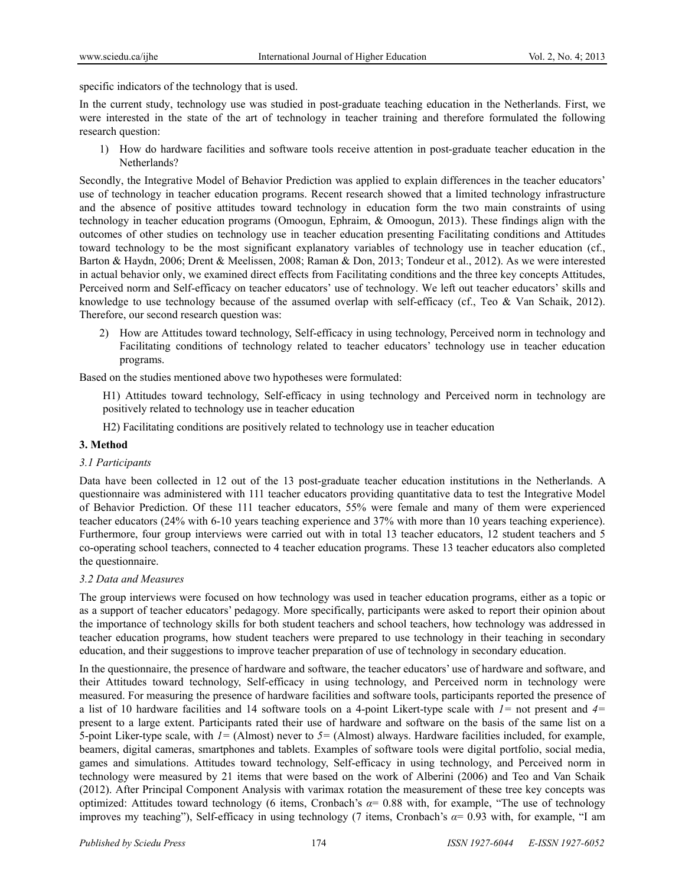specific indicators of the technology that is used.

In the current study, technology use was studied in post-graduate teaching education in the Netherlands. First, we were interested in the state of the art of technology in teacher training and therefore formulated the following research question:

1) How do hardware facilities and software tools receive attention in post-graduate teacher education in the Netherlands?

Secondly, the Integrative Model of Behavior Prediction was applied to explain differences in the teacher educators' use of technology in teacher education programs. Recent research showed that a limited technology infrastructure and the absence of positive attitudes toward technology in education form the two main constraints of using technology in teacher education programs (Omoogun, Ephraim, & Omoogun, 2013). These findings align with the outcomes of other studies on technology use in teacher education presenting Facilitating conditions and Attitudes toward technology to be the most significant explanatory variables of technology use in teacher education (cf., Barton & Haydn, 2006; Drent & Meelissen, 2008; Raman & Don, 2013; Tondeur et al., 2012). As we were interested in actual behavior only, we examined direct effects from Facilitating conditions and the three key concepts Attitudes, Perceived norm and Self-efficacy on teacher educators' use of technology. We left out teacher educators' skills and knowledge to use technology because of the assumed overlap with self-efficacy (cf., Teo & Van Schaik, 2012). Therefore, our second research question was:

2) How are Attitudes toward technology, Self-efficacy in using technology, Perceived norm in technology and Facilitating conditions of technology related to teacher educators' technology use in teacher education programs.

Based on the studies mentioned above two hypotheses were formulated:

H1) Attitudes toward technology, Self-efficacy in using technology and Perceived norm in technology are positively related to technology use in teacher education

H2) Facilitating conditions are positively related to technology use in teacher education

## 3. Method

### 3.1 Participants

Data have been collected in 12 out of the 13 post-graduate teacher education institutions in the Netherlands. A questionnaire was administered with 111 teacher educators providing quantitative data to test the Integrative Model of Behavior Prediction. Of these 111 teacher educators, 55% were female and many of them were experienced teacher educators (24% with 6-10 years teaching experience and 37% with more than 10 years teaching experience). Furthermore, four group interviews were carried out with in total 13 teacher educators, 12 student teachers and 5 co-operating school teachers, connected to 4 teacher education programs. These 13 teacher educators also completed the questionnaire.

### 3.2 Data and Measures

The group interviews were focused on how technology was used in teacher education programs, either as a topic or as a support of teacher educators' pedagogy. More specifically, participants were asked to report their opinion about the importance of technology skills for both student teachers and school teachers, how technology was addressed in teacher education programs, how student teachers were prepared to use technology in their teaching in secondary education, and their suggestions to improve teacher preparation of use of technology in secondary education.

In the questionnaire, the presence of hardware and software, the teacher educators' use of hardware and software, and their Attitudes toward technology, Self-efficacy in using technology, and Perceived norm in technology were measured. For measuring the presence of hardware facilities and software tools, participants reported the presence of a list of 10 hardware facilities and 14 software tools on a 4-point Likert-type scale with *1=* not present and *4=* present to a large extent. Participants rated their use of hardware and software on the basis of the same list on a 5-point Liker-type scale, with *1=* (Almost) never to *5=* (Almost) always. Hardware facilities included, for example, beamers, digital cameras, smartphones and tablets. Examples of software tools were digital portfolio, social media, games and simulations. Attitudes toward technology, Self-efficacy in using technology, and Perceived norm in technology were measured by 21 items that were based on the work of Alberini (2006) and Teo and Van Schaik (2012). After Principal Component Analysis with varimax rotation the measurement of these tree key concepts was optimized: Attitudes toward technology (6 items, Cronbach's $\alpha$= 0.88 with, for example, "The use of technology improves my teaching"), Self-efficacy in using technology (7 items, Cronbach's $\alpha$= 0.93 with, for example, "I am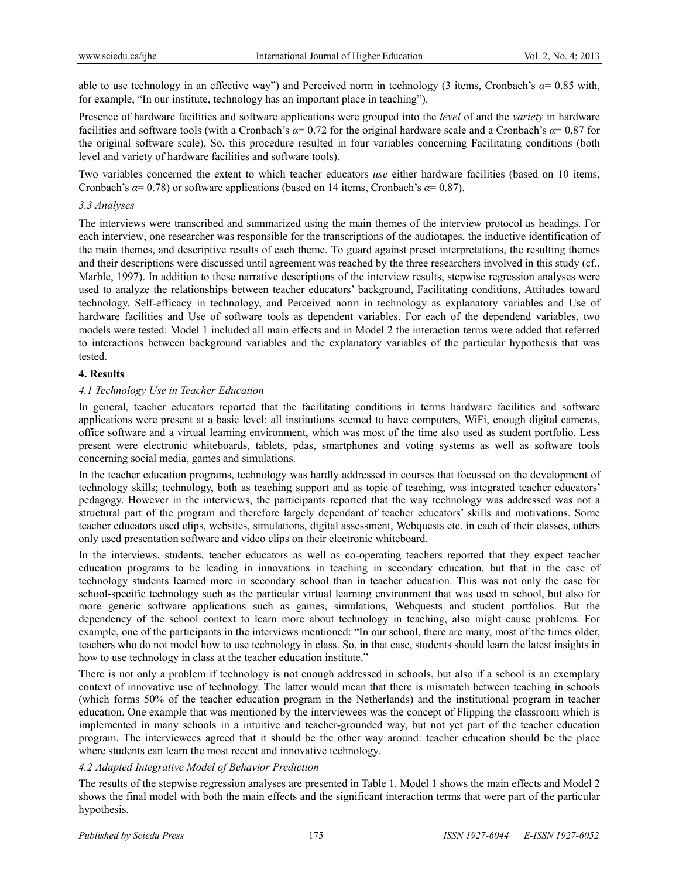able to use technology in an effective way") and Perceived norm in technology (3 items, Cronbach's $\alpha$= 0.85 with, for example, "In our institute, technology has an important place in teaching").

Presence of hardware facilities and software applications were grouped into the *level* of and the *variety* in hardware facilities and software tools (with a Cronbach's $\alpha$= 0.72 for the original hardware scale and a Cronbach's $\alpha$= 0,87 for the original software scale). So, this procedure resulted in four variables concerning Facilitating conditions (both level and variety of hardware facilities and software tools).

Two variables concerned the extent to which teacher educators *use* either hardware facilities (based on 10 items, Cronbach's $\alpha$= 0.78) or software applications (based on 14 items, Cronbach's $\alpha$= 0.87).

### *3.3 Analyses*

The interviews were transcribed and summarized using the main themes of the interview protocol as headings. For each interview, one researcher was responsible for the transcriptions of the audiotapes, the inductive identification of the main themes, and descriptive results of each theme. To guard against preset interpretations, the resulting themes and their descriptions were discussed until agreement was reached by the three researchers involved in this study (cf., Marble, 1997). In addition to these narrative descriptions of the interview results, stepwise regression analyses were used to analyze the relationships between teacher educators' background, Facilitating conditions, Attitudes toward technology, Self-efficacy in technology, and Perceived norm in technology as explanatory variables and Use of hardware facilities and Use of software tools as dependent variables. For each of the dependend variables, two models were tested: Model 1 included all main effects and in Model 2 the interaction terms were added that referred to interactions between background variables and the explanatory variables of the particular hypothesis that was tested.

## **4. Results**

### *4.1 Technology Use in Teacher Education*

In general, teacher educators reported that the facilitating conditions in terms hardware facilities and software applications were present at a basic level: all institutions seemed to have computers, WiFi, enough digital cameras, office software and a virtual learning environment, which was most of the time also used as student portfolio. Less present were electronic whiteboards, tablets, pdas, smartphones and voting systems as well as software tools concerning social media, games and simulations.

In the teacher education programs, technology was hardly addressed in courses that focussed on the development of technology skills; technology, both as teaching support and as topic of teaching, was integrated teacher educators' pedagogy. However in the interviews, the participants reported that the way technology was addressed was not a structural part of the program and therefore largely dependant of teacher educators' skills and motivations. Some teacher educators used clips, websites, simulations, digital assessment, Webquests etc. in each of their classes, others only used presentation software and video clips on their electronic whiteboard.

In the interviews, students, teacher educators as well as co-operating teachers reported that they expect teacher education programs to be leading in innovations in teaching in secondary education, but that in the case of technology students learned more in secondary school than in teacher education. This was not only the case for school-specific technology such as the particular virtual learning environment that was used in school, but also for more generic software applications such as games, simulations, Webquests and student portfolios. But the dependency of the school context to learn more about technology in teaching, also might cause problems. For example, one of the participants in the interviews mentioned: "In our school, there are many, most of the times older, teachers who do not model how to use technology in class. So, in that case, students should learn the latest insights in how to use technology in class at the teacher education institute."

There is not only a problem if technology is not enough addressed in schools, but also if a school is an exemplary context of innovative use of technology. The latter would mean that there is mismatch between teaching in schools (which forms 50% of the teacher education program in the Netherlands) and the institutional program in teacher education. One example that was mentioned by the interviewees was the concept of Flipping the classroom which is implemented in many schools in a intuitive and teacher-grounded way, but not yet part of the teacher education program. The interviewees agreed that it should be the other way around: teacher education should be the place where students can learn the most recent and innovative technology.

### *4.2 Adapted Integrative Model of Behavior Prediction*

The results of the stepwise regression analyses are presented in Table 1. Model 1 shows the main effects and Model 2 shows the final model with both the main effects and the significant interaction terms that were part of the particular hypothesis.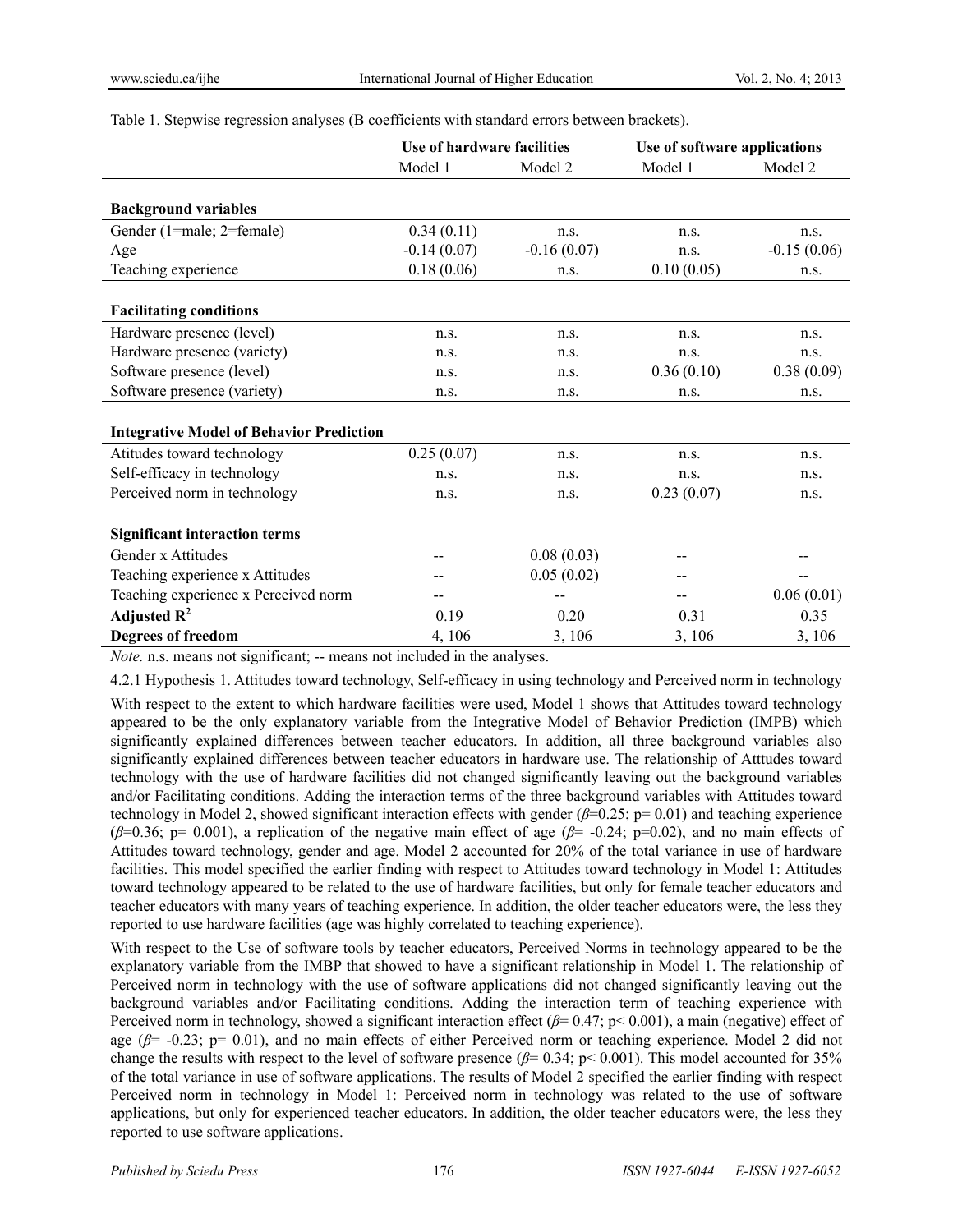Table 1. Stepwise regression analyses (B coefficients with standard errors between brackets).

| | Use of hardware facilities | | Use of software applications | |
|---|---|---|---|---|
| | Model 1 | Model 2 | Model 1 | Model 2 |
| **Background variables** | | | | |
| Gender (1=male; 2=female) | 0.34 (0.11) | n.s. | n.s. | n.s. |
| Age | -0.14 (0.07) | -0.16 (0.07) | n.s. | -0.15 (0.06) |
| Teaching experience | 0.18 (0.06) | n.s. | 0.10 (0.05) | n.s. |
| **Facilitating conditions** | | | | |
| Hardware presence (level) | n.s. | n.s. | n.s. | n.s. |
| Hardware presence (variety) | n.s. | n.s. | n.s. | n.s. |
| Software presence (level) | n.s. | n.s. | 0.36 (0.10) | 0.38 (0.09) |
| Software presence (variety) | n.s. | n.s. | n.s. | n.s. |
| **Integrative Model of Behavior Prediction** | | | | |
| Atitudes toward technology | 0.25 (0.07) | n.s. | n.s. | n.s. |
| Self-efficacy in technology | n.s. | n.s. | n.s. | n.s. |
| Perceived norm in technology | n.s. | n.s. | 0.23 (0.07) | n.s. |
| **Significant interaction terms** | | | | |
| Gender x Attitudes | -- | 0.08 (0.03) | -- | -- |
| Teaching experience x Attitudes | -- | 0.05 (0.02) | -- | -- |
| Teaching experience x Perceived norm | -- | -- | -- | 0.06 (0.01) |
| **Adjusted $R^2$** | 0.19 | 0.20 | 0.31 | 0.35 |
| **Degrees of freedom** | 4, 106 | 3, 106 | 3, 106 | 3, 106 |

*Note.* n.s. means not significant; -- means not included in the analyses.

4.2.1 Hypothesis 1. Attitudes toward technology, Self-efficacy in using technology and Perceived norm in technology

With respect to the extent to which hardware facilities were used, Model 1 shows that Attitudes toward technology appeared to be the only explanatory variable from the Integrative Model of Behavior Prediction (IMPB) which significantly explained differences between teacher educators. In addition, all three background variables also significantly explained differences between teacher educators in hardware use. The relationship of Atttudes toward technology with the use of hardware facilities did not changed significantly leaving out the background variables and/or Facilitating conditions. Adding the interaction terms of the three background variables with Attitudes toward technology in Model 2, showed significant interaction effects with gender ($\beta$=0.25; p= 0.01) and teaching experience ($\beta$=0.36; p= 0.001), a replication of the negative main effect of age ($\beta$= -0.24; p=0.02), and no main effects of Attitudes toward technology, gender and age. Model 2 accounted for 20% of the total variance in use of hardware facilities. This model specified the earlier finding with respect to Attitudes toward technology in Model 1: Attitudes toward technology appeared to be related to the use of hardware facilities, but only for female teacher educators and teacher educators with many years of teaching experience. In addition, the older teacher educators were, the less they reported to use hardware facilities (age was highly correlated to teaching experience).

With respect to the Use of software tools by teacher educators, Perceived Norms in technology appeared to be the explanatory variable from the IMBP that showed to have a significant relationship in Model 1. The relationship of Perceived norm in technology with the use of software applications did not changed significantly leaving out the background variables and/or Facilitating conditions. Adding the interaction term of teaching experience with Perceived norm in technology, showed a significant interaction effect ($\beta$= 0.47; p< 0.001), a main (negative) effect of age ($\beta$= -0.23; p= 0.01), and no main effects of either Perceived norm or teaching experience. Model 2 did not change the results with respect to the level of software presence ($\beta$= 0.34; p< 0.001). This model accounted for 35% of the total variance in use of software applications. The results of Model 2 specified the earlier finding with respect Perceived norm in technology in Model 1: Perceived norm in technology was related to the use of software applications, but only for experienced teacher educators. In addition, the older teacher educators were, the less they reported to use software applications.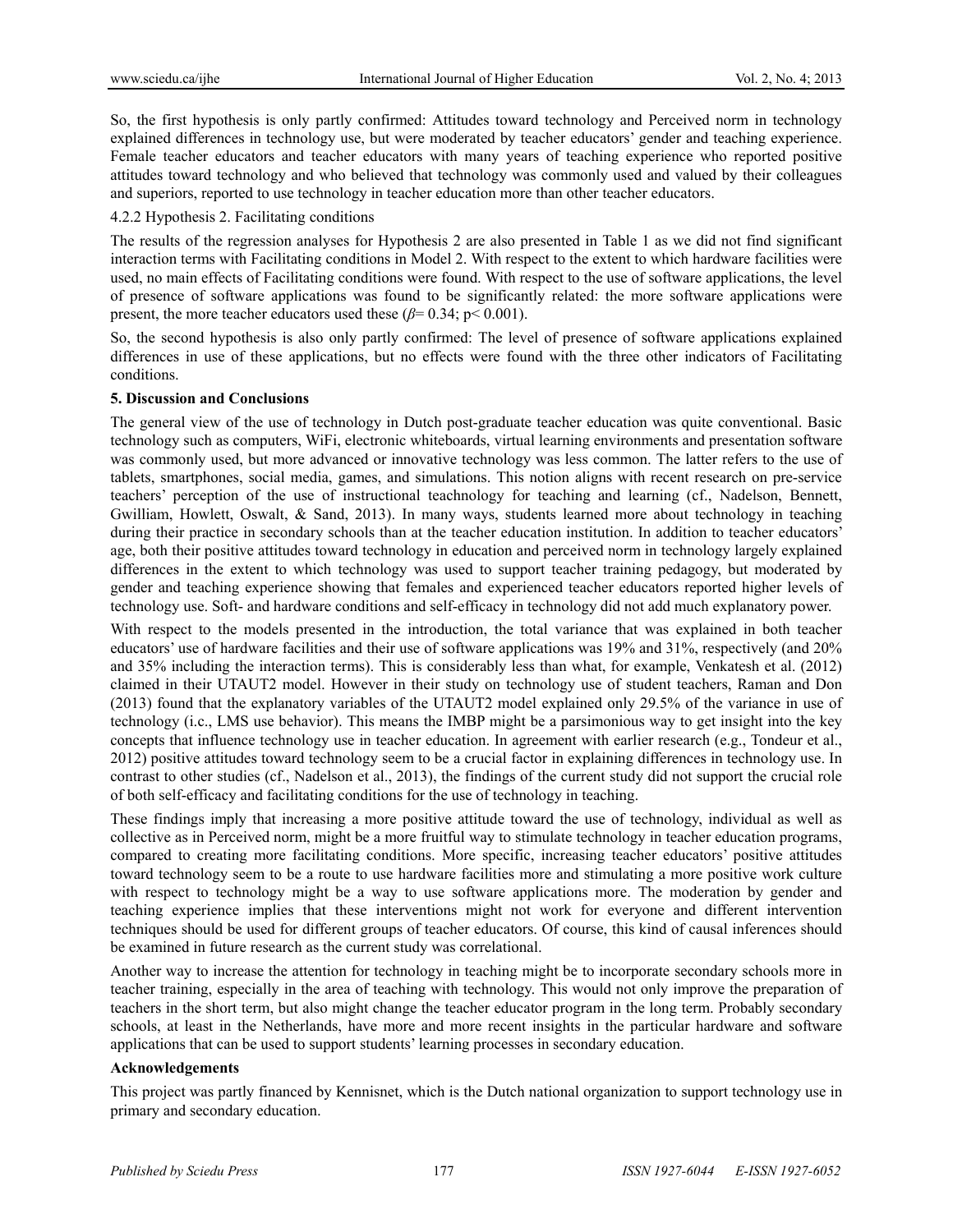So, the first hypothesis is only partly confirmed: Attitudes toward technology and Perceived norm in technology explained differences in technology use, but were moderated by teacher educators' gender and teaching experience. Female teacher educators and teacher educators with many years of teaching experience who reported positive attitudes toward technology and who believed that technology was commonly used and valued by their colleagues and superiors, reported to use technology in teacher education more than other teacher educators.

#### 4.2.2 Hypothesis 2. Facilitating conditions

The results of the regression analyses for Hypothesis 2 are also presented in Table 1 as we did not find significant interaction terms with Facilitating conditions in Model 2. With respect to the extent to which hardware facilities were used, no main effects of Facilitating conditions were found. With respect to the use of software applications, the level of presence of software applications was found to be significantly related: the more software applications were present, the more teacher educators used these ($\beta = 0.34$; $p < 0.001$).

So, the second hypothesis is also only partly confirmed: The level of presence of software applications explained differences in use of these applications, but no effects were found with the three other indicators of Facilitating conditions.

## 5. Discussion and Conclusions

The general view of the use of technology in Dutch post-graduate teacher education was quite conventional. Basic technology such as computers, WiFi, electronic whiteboards, virtual learning environments and presentation software was commonly used, but more advanced or innovative technology was less common. The latter refers to the use of tablets, smartphones, social media, games, and simulations. This notion aligns with recent research on pre-service teachers' perception of the use of instructional teachnology for teaching and learning (cf., Nadelson, Bennett, Gwilliam, Howlett, Oswalt, & Sand, 2013). In many ways, students learned more about technology in teaching during their practice in secondary schools than at the teacher education institution. In addition to teacher educators' age, both their positive attitudes toward technology in education and perceived norm in technology largely explained differences in the extent to which technology was used to support teacher training pedagogy, but moderated by gender and teaching experience showing that females and experienced teacher educators reported higher levels of technology use. Soft- and hardware conditions and self-efficacy in technology did not add much explanatory power.

With respect to the models presented in the introduction, the total variance that was explained in both teacher educators' use of hardware facilities and their use of software applications was 19% and 31%, respectively (and 20% and 35% including the interaction terms). This is considerably less than what, for example, Venkatesh et al. (2012) claimed in their UTAUT2 model. However in their study on technology use of student teachers, Raman and Don (2013) found that the explanatory variables of the UTAUT2 model explained only 29.5% of the variance in use of technology (i.c., LMS use behavior). This means the IMBP might be a parsimonious way to get insight into the key concepts that influence technology use in teacher education. In agreement with earlier research (e.g., Tondeur et al., 2012) positive attitudes toward technology seem to be a crucial factor in explaining differences in technology use. In contrast to other studies (cf., Nadelson et al., 2013), the findings of the current study did not support the crucial role of both self-efficacy and facilitating conditions for the use of technology in teaching.

These findings imply that increasing a more positive attitude toward the use of technology, individual as well as collective as in Perceived norm, might be a more fruitful way to stimulate technology in teacher education programs, compared to creating more facilitating conditions. More specific, increasing teacher educators' positive attitudes toward technology seem to be a route to use hardware facilities more and stimulating a more positive work culture with respect to technology might be a way to use software applications more. The moderation by gender and teaching experience implies that these interventions might not work for everyone and different intervention techniques should be used for different groups of teacher educators. Of course, this kind of causal inferences should be examined in future research as the current study was correlational.

Another way to increase the attention for technology in teaching might be to incorporate secondary schools more in teacher training, especially in the area of teaching with technology. This would not only improve the preparation of teachers in the short term, but also might change the teacher educator program in the long term. Probably secondary schools, at least in the Netherlands, have more and more recent insights in the particular hardware and software applications that can be used to support students' learning processes in secondary education.

## Acknowledgements

This project was partly financed by Kennisnet, which is the Dutch national organization to support technology use in primary and secondary education.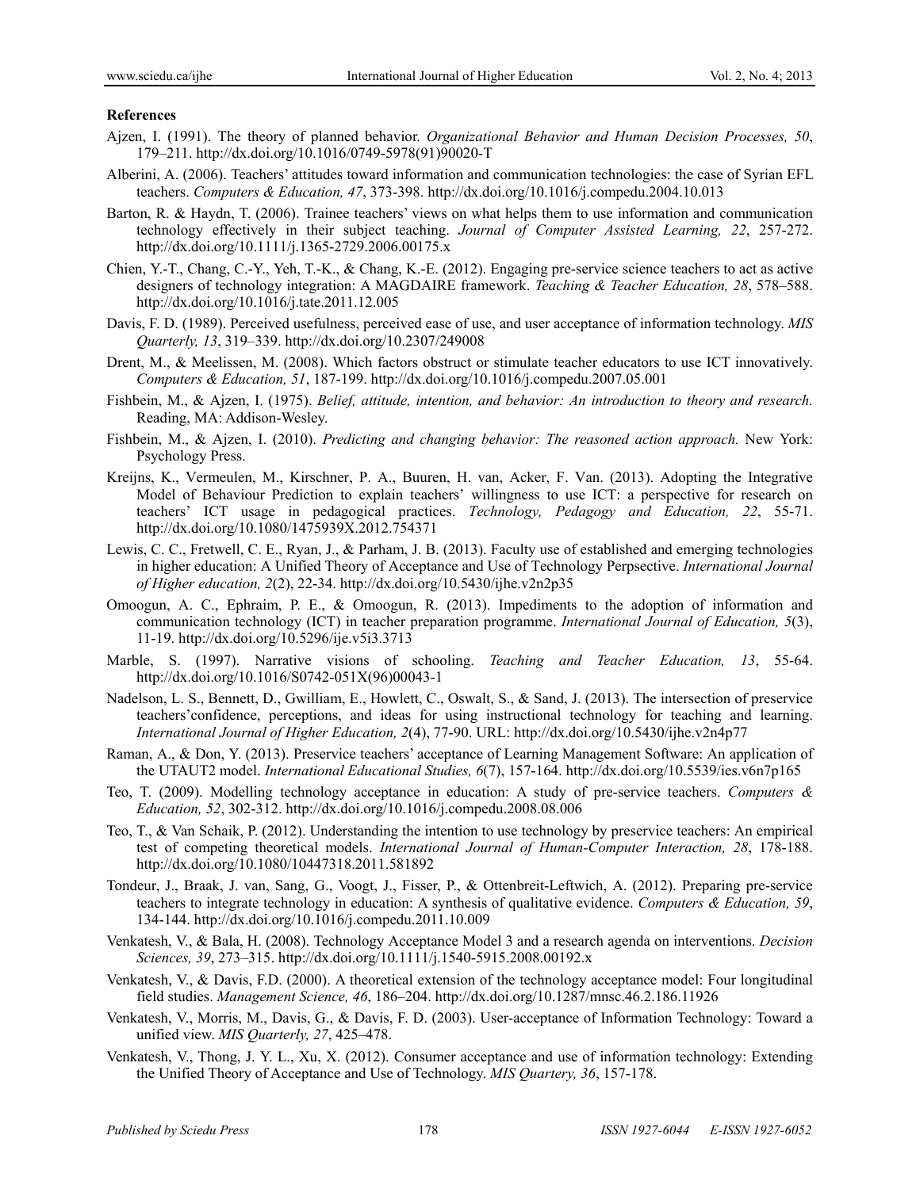**References**

Ajzen, I. (1991). The theory of planned behavior. *Organizational Behavior and Human Decision Processes, 50*, 179–211. http://dx.doi.org/10.1016/0749-5978(91)90020-T

Alberini, A. (2006). Teachers' attitudes toward information and communication technologies: the case of Syrian EFL teachers. *Computers & Education, 47*, 373-398. http://dx.doi.org/10.1016/j.compedu.2004.10.013

Barton, R. & Haydn, T. (2006). Trainee teachers' views on what helps them to use information and communication technology effectively in their subject teaching. *Journal of Computer Assisted Learning, 22*, 257-272. http://dx.doi.org/10.1111/j.1365-2729.2006.00175.x

Chien, Y.-T., Chang, C.-Y., Yeh, T.-K., & Chang, K.-E. (2012). Engaging pre-service science teachers to act as active designers of technology integration: A MAGDAIRE framework. *Teaching & Teacher Education, 28*, 578–588. http://dx.doi.org/10.1016/j.tate.2011.12.005

Davis, F. D. (1989). Perceived usefulness, perceived ease of use, and user acceptance of information technology. *MIS Quarterly, 13*, 319–339. http://dx.doi.org/10.2307/249008

Drent, M., & Meelissen, M. (2008). Which factors obstruct or stimulate teacher educators to use ICT innovatively. *Computers & Education, 51*, 187-199. http://dx.doi.org/10.1016/j.compedu.2007.05.001

Fishbein, M., & Ajzen, I. (1975). *Belief, attitude, intention, and behavior: An introduction to theory and research.* Reading, MA: Addison-Wesley.

Fishbein, M., & Ajzen, I. (2010). *Predicting and changing behavior: The reasoned action approach.* New York: Psychology Press.

Kreijns, K., Vermeulen, M., Kirschner, P. A., Buuren, H. van, Acker, F. Van. (2013). Adopting the Integrative Model of Behaviour Prediction to explain teachers' willingness to use ICT: a perspective for research on teachers' ICT usage in pedagogical practices. *Technology, Pedagogy and Education, 22*, 55-71. http://dx.doi.org/10.1080/1475939X.2012.754371

Lewis, C. C., Fretwell, C. E., Ryan, J., & Parham, J. B. (2013). Faculty use of established and emerging technologies in higher education: A Unified Theory of Acceptance and Use of Technology Perpsective. *International Journal of Higher education, 2*(2), 22-34. http://dx.doi.org/10.5430/ijhe.v2n2p35

Omoogun, A. C., Ephraim, P. E., & Omoogun, R. (2013). Impediments to the adoption of information and communication technology (ICT) in teacher preparation programme. *International Journal of Education, 5*(3), 11-19. http://dx.doi.org/10.5296/ije.v5i3.3713

Marble, S. (1997). Narrative visions of schooling. *Teaching and Teacher Education, 13*, 55-64. http://dx.doi.org/10.1016/S0742-051X(96)00043-1

Nadelson, L. S., Bennett, D., Gwilliam, E., Howlett, C., Oswalt, S., & Sand, J. (2013). The intersection of preservice teachers'confidence, perceptions, and ideas for using instructional technology for teaching and learning. *International Journal of Higher Education, 2*(4), 77-90. URL: http://dx.doi.org/10.5430/ijhe.v2n4p77

Raman, A., & Don, Y. (2013). Preservice teachers' acceptance of Learning Management Software: An application of the UTAUT2 model. *International Educational Studies, 6*(7), 157-164. http://dx.doi.org/10.5539/ies.v6n7p165

Teo, T. (2009). Modelling technology acceptance in education: A study of pre-service teachers. *Computers & Education, 52*, 302-312. http://dx.doi.org/10.1016/j.compedu.2008.08.006

Teo, T., & Van Schaik, P. (2012). Understanding the intention to use technology by preservice teachers: An empirical test of competing theoretical models. *International Journal of Human-Computer Interaction, 28*, 178-188. http://dx.doi.org/10.1080/10447318.2011.581892

Tondeur, J., Braak, J. van, Sang, G., Voogt, J., Fisser, P., & Ottenbreit-Leftwich, A. (2012). Preparing pre-service teachers to integrate technology in education: A synthesis of qualitative evidence. *Computers & Education, 59*, 134-144. http://dx.doi.org/10.1016/j.compedu.2011.10.009

Venkatesh, V., & Bala, H. (2008). Technology Acceptance Model 3 and a research agenda on interventions. *Decision Sciences, 39*, 273–315. http://dx.doi.org/10.1111/j.1540-5915.2008.00192.x

Venkatesh, V., & Davis, F.D. (2000). A theoretical extension of the technology acceptance model: Four longitudinal field studies. *Management Science, 46*, 186–204. http://dx.doi.org/10.1287/mnsc.46.2.186.11926

Venkatesh, V., Morris, M., Davis, G., & Davis, F. D. (2003). User-acceptance of Information Technology: Toward a unified view. *MIS Quarterly, 27*, 425–478.

Venkatesh, V., Thong, J. Y. L., Xu, X. (2012). Consumer acceptance and use of information technology: Extending the Unified Theory of Acceptance and Use of Technology. *MIS Quartery, 36*, 157-178.